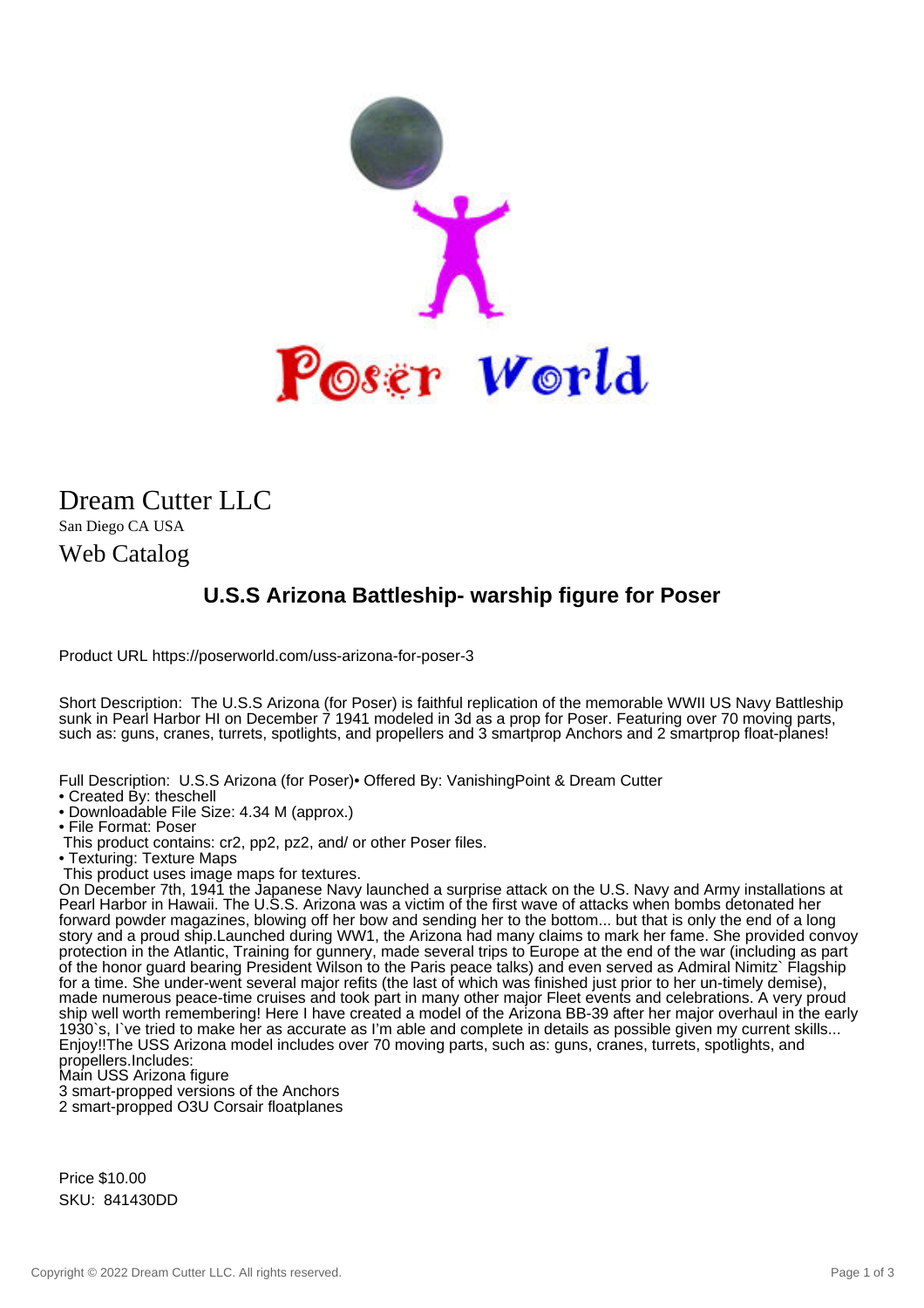Dream Cutter LLC

San Diego CA USA

Web Catalog

## U.S.S Arizona Battleship- warship figure for Poser

Product URL https://poserworld.com/uss-arizona-for-poser-3

Short Description: The U.S.S Arizona (for Poser) is faithful replication of the memorable WWII US Navy Battleship sunk in Pearl Harbor HI on December 7 1941 modeled in 3d as a prop for Poser. Featuring over 70 moving parts, such as: guns, cranes, turrets, spotlights, and propellers and 3 smartprop Anchors and 2 smartprop float-planes!

Full Description: U.S.S Arizona (for Poser)• Offered By: VanishingPoint & Dream Cutter
• Created By: theschell
• Downloadable File Size: 4.34 M (approx.)
• File Format: Poser
 This product contains: cr2, pp2, pz2, and/ or other Poser files.
• Texturing: Texture Maps
 This product uses image maps for textures.
On December 7th, 1941 the Japanese Navy launched a surprise attack on the U.S. Navy and Army installations at Pearl Harbor in Hawaii. The U.S.S. Arizona was a victim of the first wave of attacks when bombs detonated her forward powder magazines, blowing off her bow and sending her to the bottom... but that is only the end of a long story and a proud ship.Launched during WW1, the Arizona had many claims to mark her fame. She provided convoy protection in the Atlantic, Training for gunnery, made several trips to Europe at the end of the war (including as part of the honor guard bearing President Wilson to the Paris peace talks) and even served as Admiral Nimitz` Flagship for a time. She under-went several major refits (the last of which was finished just prior to her un-timely demise), made numerous peace-time cruises and took part in many other major Fleet events and celebrations. A very proud ship well worth remembering! Here I have created a model of the Arizona BB-39 after her major overhaul in the early 1930`s, I`ve tried to make her as accurate as I'm able and complete in details as possible given my current skills... Enjoy!!The USS Arizona model includes over 70 moving parts, such as: guns, cranes, turrets, spotlights, and propellers.Includes:
Main USS Arizona figure
3 smart-propped versions of the Anchors
2 smart-propped O3U Corsair floatplanes

Price $10.00

SKU: 841430DD